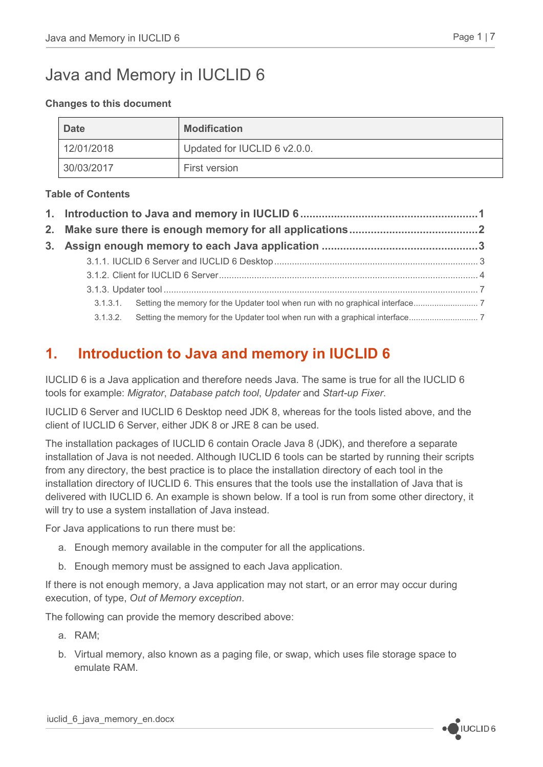# Java and Memory in IUCLID 6

**Changes to this document**

| Date | Modification |
| --- | --- |
| 12/01/2018 | Updated for IUCLID 6 v2.0.0. |
| 30/03/2017 | First version |

**Table of Contents**

1. Introduction to Java and memory in IUCLID 6 ........ 1
2. Make sure there is enough memory for all applications ........ 2
3. Assign enough memory to each Java application ........ 3
   - 3.1.1. IUCLID 6 Server and IUCLID 6 Desktop ........ 3
   - 3.1.2. Client for IUCLID 6 Server ........ 4
   - 3.1.3. Updater tool ........ 7
     - 3.1.3.1. Setting the memory for the Updater tool when run with no graphical interface ........ 7
     - 3.1.3.2. Setting the memory for the Updater tool when run with a graphical interface ........ 7

## 1. Introduction to Java and memory in IUCLID 6

IUCLID 6 is a Java application and therefore needs Java. The same is true for all the IUCLID 6 tools for example: *Migrator*, *Database patch tool*, *Updater* and *Start-up Fixer*.

IUCLID 6 Server and IUCLID 6 Desktop need JDK 8, whereas for the tools listed above, and the client of IUCLID 6 Server, either JDK 8 or JRE 8 can be used.

The installation packages of IUCLID 6 contain Oracle Java 8 (JDK), and therefore a separate installation of Java is not needed. Although IUCLID 6 tools can be started by running their scripts from any directory, the best practice is to place the installation directory of each tool in the installation directory of IUCLID 6. This ensures that the tools use the installation of Java that is delivered with IUCLID 6. An example is shown below. If a tool is run from some other directory, it will try to use a system installation of Java instead.

For Java applications to run there must be:

a. Enough memory available in the computer for all the applications.

b. Enough memory must be assigned to each Java application.

If there is not enough memory, a Java application may not start, or an error may occur during execution, of type, *Out of Memory exception*.

The following can provide the memory described above:

a. RAM;

b. Virtual memory, also known as a paging file, or swap, which uses file storage space to emulate RAM.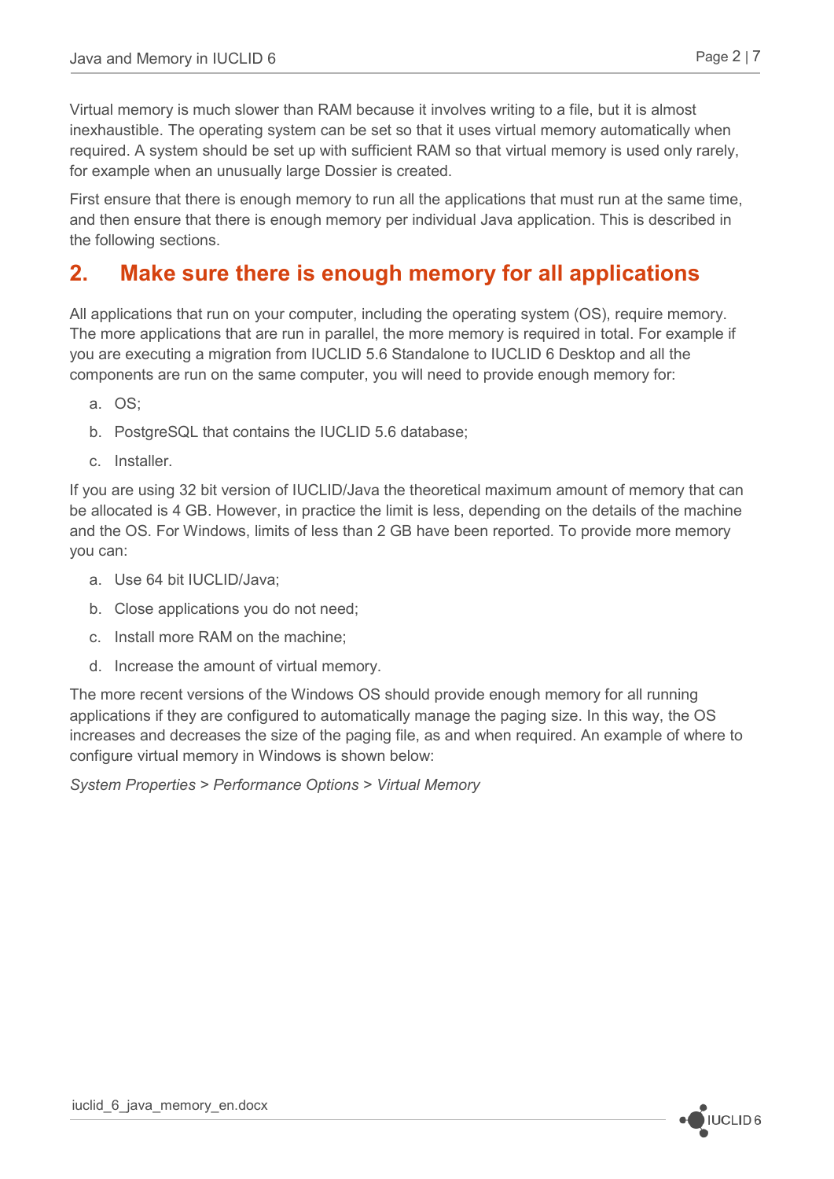Virtual memory is much slower than RAM because it involves writing to a file, but it is almost inexhaustible. The operating system can be set so that it uses virtual memory automatically when required. A system should be set up with sufficient RAM so that virtual memory is used only rarely, for example when an unusually large Dossier is created.

First ensure that there is enough memory to run all the applications that must run at the same time, and then ensure that there is enough memory per individual Java application. This is described in the following sections.

## 2. Make sure there is enough memory for all applications

All applications that run on your computer, including the operating system (OS), require memory. The more applications that are run in parallel, the more memory is required in total. For example if you are executing a migration from IUCLID 5.6 Standalone to IUCLID 6 Desktop and all the components are run on the same computer, you will need to provide enough memory for:

a. OS;

b. PostgreSQL that contains the IUCLID 5.6 database;

c. Installer.

If you are using 32 bit version of IUCLID/Java the theoretical maximum amount of memory that can be allocated is 4 GB. However, in practice the limit is less, depending on the details of the machine and the OS. For Windows, limits of less than 2 GB have been reported. To provide more memory you can:

a. Use 64 bit IUCLID/Java;

b. Close applications you do not need;

c. Install more RAM on the machine;

d. Increase the amount of virtual memory.

The more recent versions of the Windows OS should provide enough memory for all running applications if they are configured to automatically manage the paging size. In this way, the OS increases and decreases the size of the paging file, as and when required. An example of where to configure virtual memory in Windows is shown below:

*System Properties* > *Performance Options* > *Virtual Memory*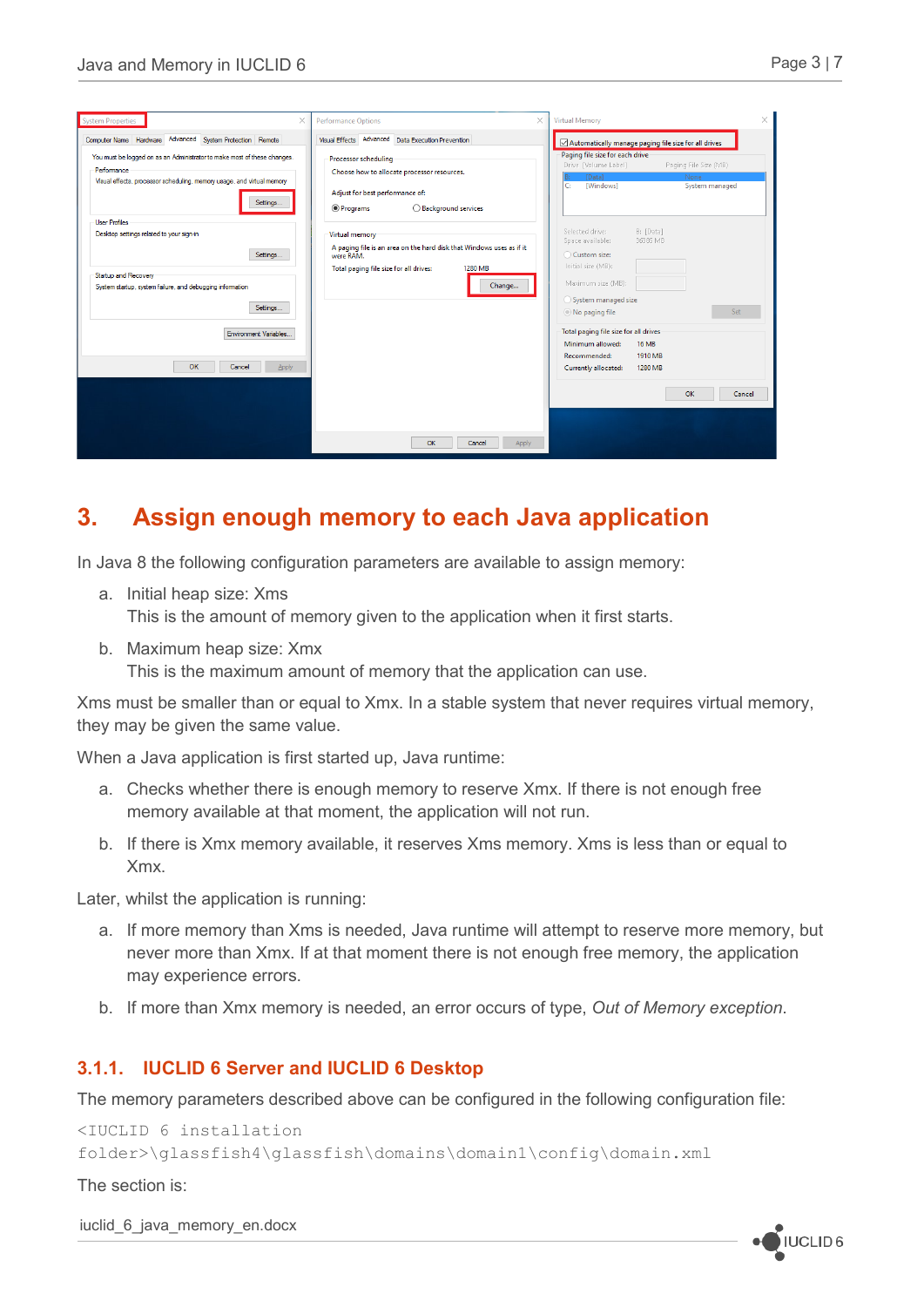## 3. Assign enough memory to each Java application

In Java 8 the following configuration parameters are available to assign memory:

a. Initial heap size: Xms
   This is the amount of memory given to the application when it first starts.

b. Maximum heap size: Xmx
   This is the maximum amount of memory that the application can use.

Xms must be smaller than or equal to Xmx. In a stable system that never requires virtual memory, they may be given the same value.

When a Java application is first started up, Java runtime:

a. Checks whether there is enough memory to reserve Xmx. If there is not enough free memory available at that moment, the application will not run.

b. If there is Xmx memory available, it reserves Xms memory. Xms is less than or equal to Xmx.

Later, whilst the application is running:

a. If more memory than Xms is needed, Java runtime will attempt to reserve more memory, but never more than Xmx. If at that moment there is not enough free memory, the application may experience errors.

b. If more than Xmx memory is needed, an error occurs of type, *Out of Memory exception*.

### 3.1.1. IUCLID 6 Server and IUCLID 6 Desktop

The memory parameters described above can be configured in the following configuration file:

```
<IUCLID 6 installation
folder>\glassfish4\glassfish\domains\domain1\config\domain.xml
```

The section is: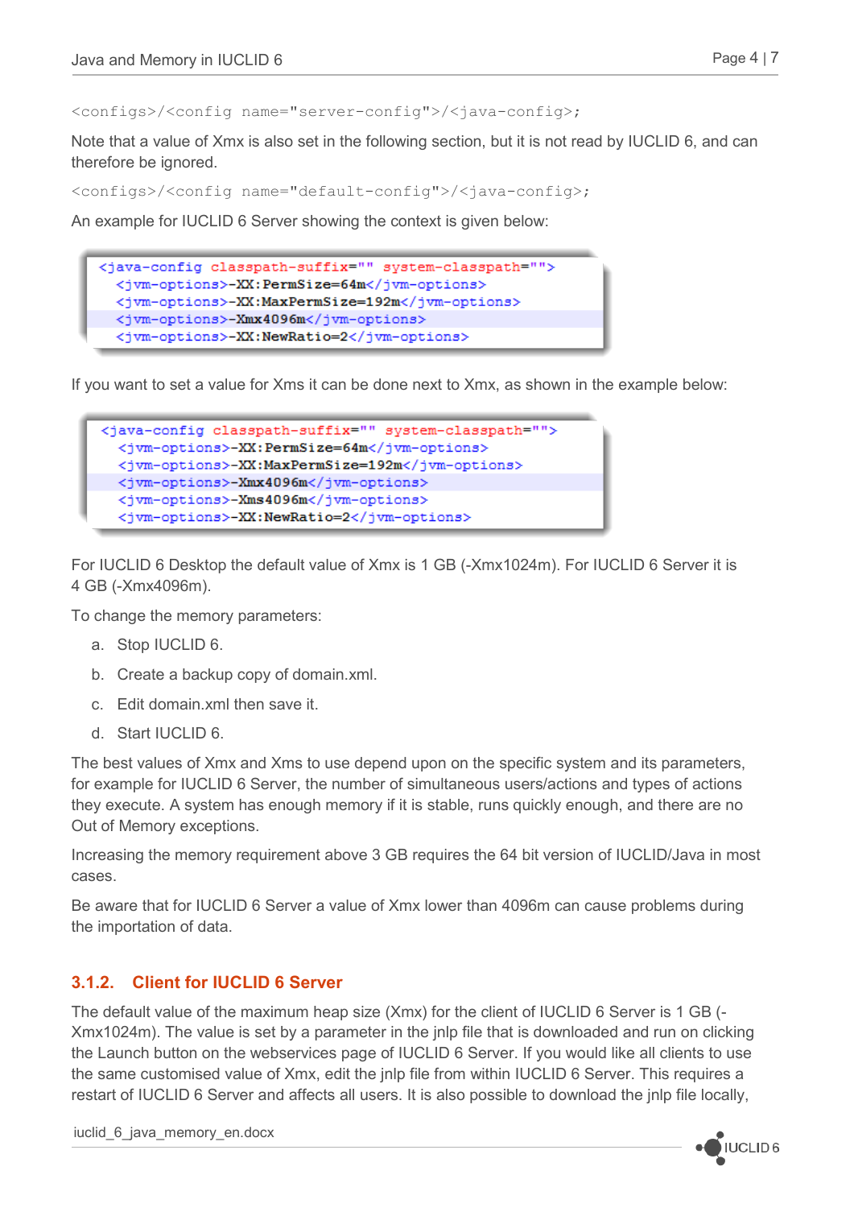```
<configs>/<config name="server-config">/<java-config>;
```

Note that a value of Xmx is also set in the following section, but it is not read by IUCLID 6, and can therefore be ignored.

```
<configs>/<config name="default-config">/<java-config>;
```

An example for IUCLID 6 Server showing the context is given below:

```
<java-config classpath-suffix="" system-classpath="">
  <jvm-options>-XX:PermSize=64m</jvm-options>
  <jvm-options>-XX:MaxPermSize=192m</jvm-options>
  <jvm-options>-Xmx4096m</jvm-options>
  <jvm-options>-XX:NewRatio=2</jvm-options>
```

If you want to set a value for Xms it can be done next to Xmx, as shown in the example below:

```
<java-config classpath-suffix="" system-classpath="">
  <jvm-options>-XX:PermSize=64m</jvm-options>
  <jvm-options>-XX:MaxPermSize=192m</jvm-options>
  <jvm-options>-Xmx4096m</jvm-options>
  <jvm-options>-Xms4096m</jvm-options>
  <jvm-options>-XX:NewRatio=2</jvm-options>
```

For IUCLID 6 Desktop the default value of Xmx is 1 GB (-Xmx1024m). For IUCLID 6 Server it is 4 GB (-Xmx4096m).

To change the memory parameters:

a. Stop IUCLID 6.
b. Create a backup copy of domain.xml.
c. Edit domain.xml then save it.
d. Start IUCLID 6.

The best values of Xmx and Xms to use depend upon on the specific system and its parameters, for example for IUCLID 6 Server, the number of simultaneous users/actions and types of actions they execute. A system has enough memory if it is stable, runs quickly enough, and there are no Out of Memory exceptions.

Increasing the memory requirement above 3 GB requires the 64 bit version of IUCLID/Java in most cases.

Be aware that for IUCLID 6 Server a value of Xmx lower than 4096m can cause problems during the importation of data.

### 3.1.2. Client for IUCLID 6 Server

The default value of the maximum heap size (Xmx) for the client of IUCLID 6 Server is 1 GB (-Xmx1024m). The value is set by a parameter in the jnlp file that is downloaded and run on clicking the Launch button on the webservices page of IUCLID 6 Server. If you would like all clients to use the same customised value of Xmx, edit the jnlp file from within IUCLID 6 Server. This requires a restart of IUCLID 6 Server and affects all users. It is also possible to download the jnlp file locally,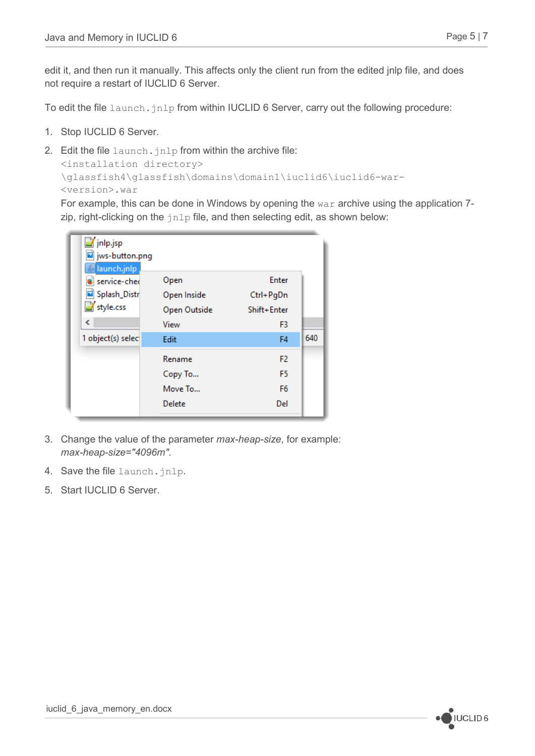edit it, and then run it manually. This affects only the client run from the edited jnlp file, and does not require a restart of IUCLID 6 Server.

To edit the file `launch.jnlp` from within IUCLID 6 Server, carry out the following procedure:

1. Stop IUCLID 6 Server.
2. Edit the file `launch.jnlp` from within the archive file:
   `<installation directory>\glassfish4\glassfish\domains\domain1\iuclid6\iuclid6-war-<version>.war`
   For example, this can be done in Windows by opening the `war` archive using the application 7-zip, right-clicking on the `jnlp` file, and then selecting edit, as shown below:
3. Change the value of the parameter *max-heap-size*, for example:
   *max-heap-size="4096m"*.
4. Save the file `launch.jnlp`.
5. Start IUCLID 6 Server.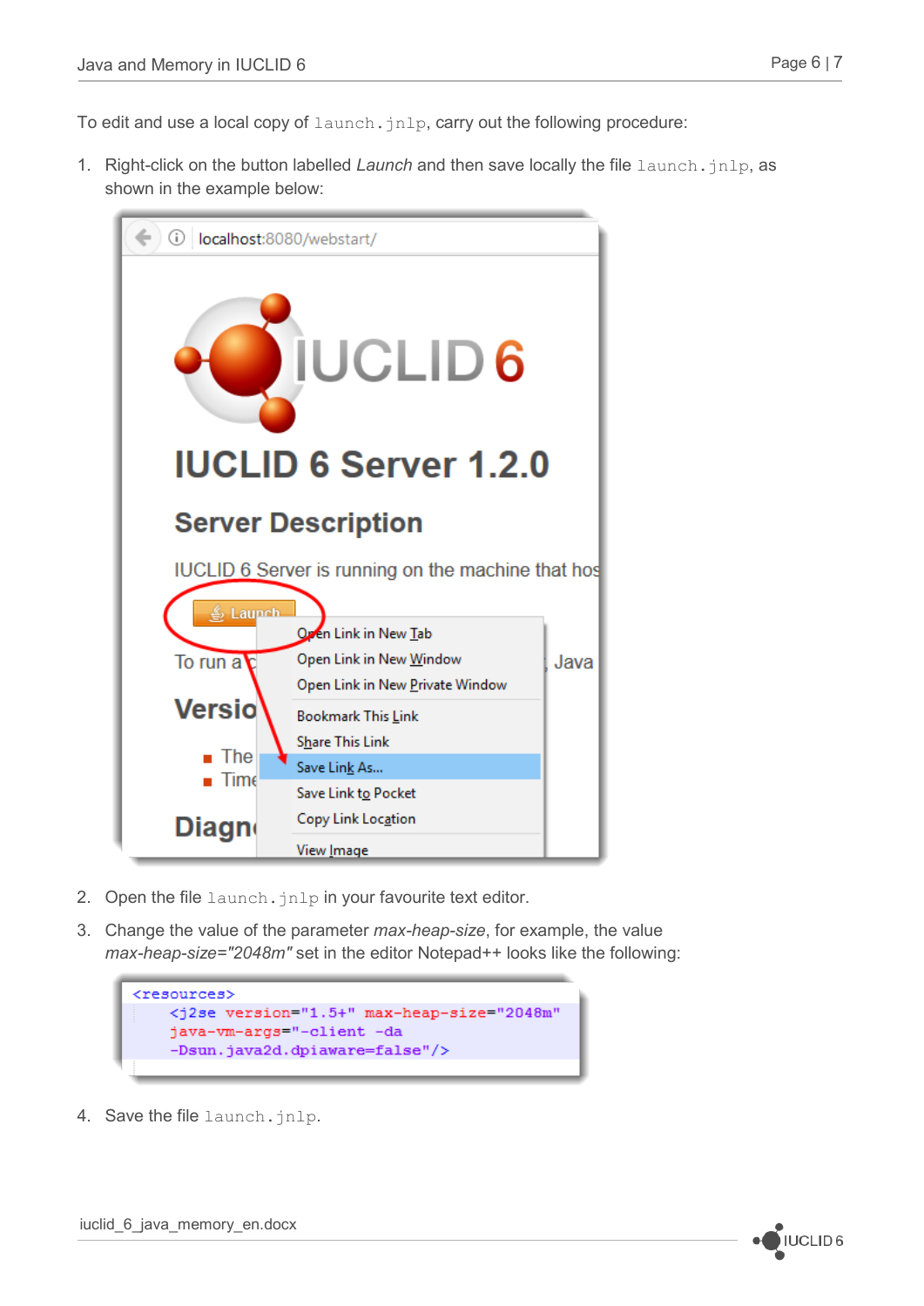To edit and use a local copy of `launch.jnlp`, carry out the following procedure:

1. Right-click on the button labelled *Launch* and then save locally the file `launch.jnlp`, as shown in the example below:

2. Open the file `launch.jnlp` in your favourite text editor.

3. Change the value of the parameter *max-heap-size*, for example, the value *max-heap-size="2048m"* set in the editor Notepad++ looks like the following:

```
<resources>
    <j2se version="1.5+" max-heap-size="2048m"
    java-vm-args="-client -da
    -Dsun.java2d.dpiaware=false"/>
```

4. Save the file `launch.jnlp`.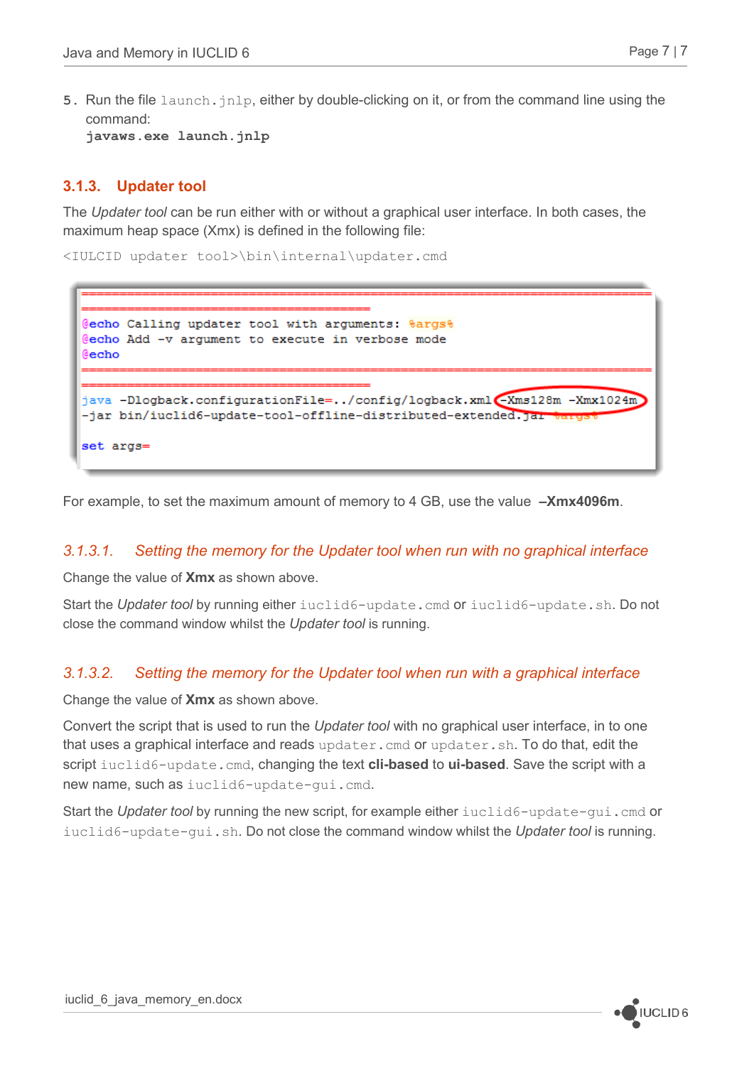5. Run the file `launch.jnlp`, either by double-clicking on it, or from the command line using the command:
   **`javaws.exe launch.jnlp`**

### 3.1.3. Updater tool

The *Updater tool* can be run either with or without a graphical user interface. In both cases, the maximum heap space (Xmx) is defined in the following file:

`<IULCID updater tool>\bin\internal\updater.cmd`

```
================================================================================
======================================
@echo Calling updater tool with arguments: %args%
@echo Add -v argument to execute in verbose mode
@echo
================================================================================
======================================
java -Dlogback.configurationFile=../config/logback.xml -Xms128m -Xmx1024m
-jar bin/iuclid6-update-tool-offline-distributed-extended.jar %args%

set args=
```

For example, to set the maximum amount of memory to 4 GB, use the value **–Xmx4096m**.

#### 3.1.3.1. *Setting the memory for the Updater tool when run with no graphical interface*

Change the value of **Xmx** as shown above.

Start the *Updater tool* by running either `iuclid6-update.cmd` or `iuclid6-update.sh`. Do not close the command window whilst the *Updater tool* is running.

#### 3.1.3.2. *Setting the memory for the Updater tool when run with a graphical interface*

Change the value of **Xmx** as shown above.

Convert the script that is used to run the *Updater tool* with no graphical user interface, in to one that uses a graphical interface and reads `updater.cmd` or `updater.sh`. To do that, edit the script `iuclid6-update.cmd`, changing the text **cli-based** to **ui-based**. Save the script with a new name, such as `iuclid6-update-gui.cmd`.

Start the *Updater tool* by running the new script, for example either `iuclid6-update-gui.cmd` or `iuclid6-update-gui.sh`. Do not close the command window whilst the *Updater tool* is running.